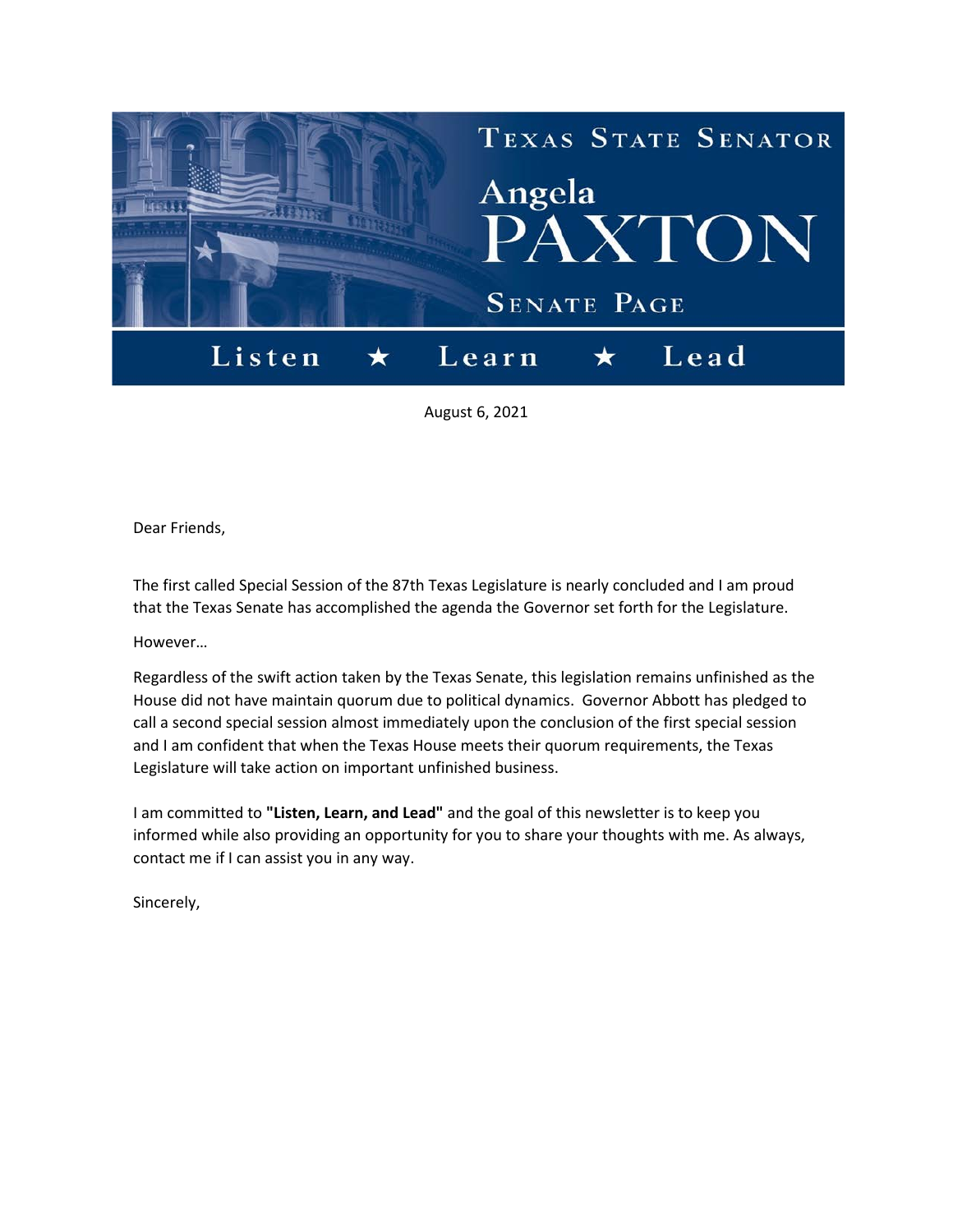# Texas State Senator Angela PAXTON

## Senate Page

**Listen ★ Learn ★ Lead**

August 6, 2021

Dear Friends,

The first called Special Session of the 87th Texas Legislature is nearly concluded and I am proud that the Texas Senate has accomplished the agenda the Governor set forth for the Legislature.

However…

Regardless of the swift action taken by the Texas Senate, this legislation remains unfinished as the House did not have maintain quorum due to political dynamics. Governor Abbott has pledged to call a second special session almost immediately upon the conclusion of the first special session and I am confident that when the Texas House meets their quorum requirements, the Texas Legislature will take action on important unfinished business.

I am committed to **"Listen, Learn, and Lead"** and the goal of this newsletter is to keep you informed while also providing an opportunity for you to share your thoughts with me. As always, contact me if I can assist you in any way.

Sincerely,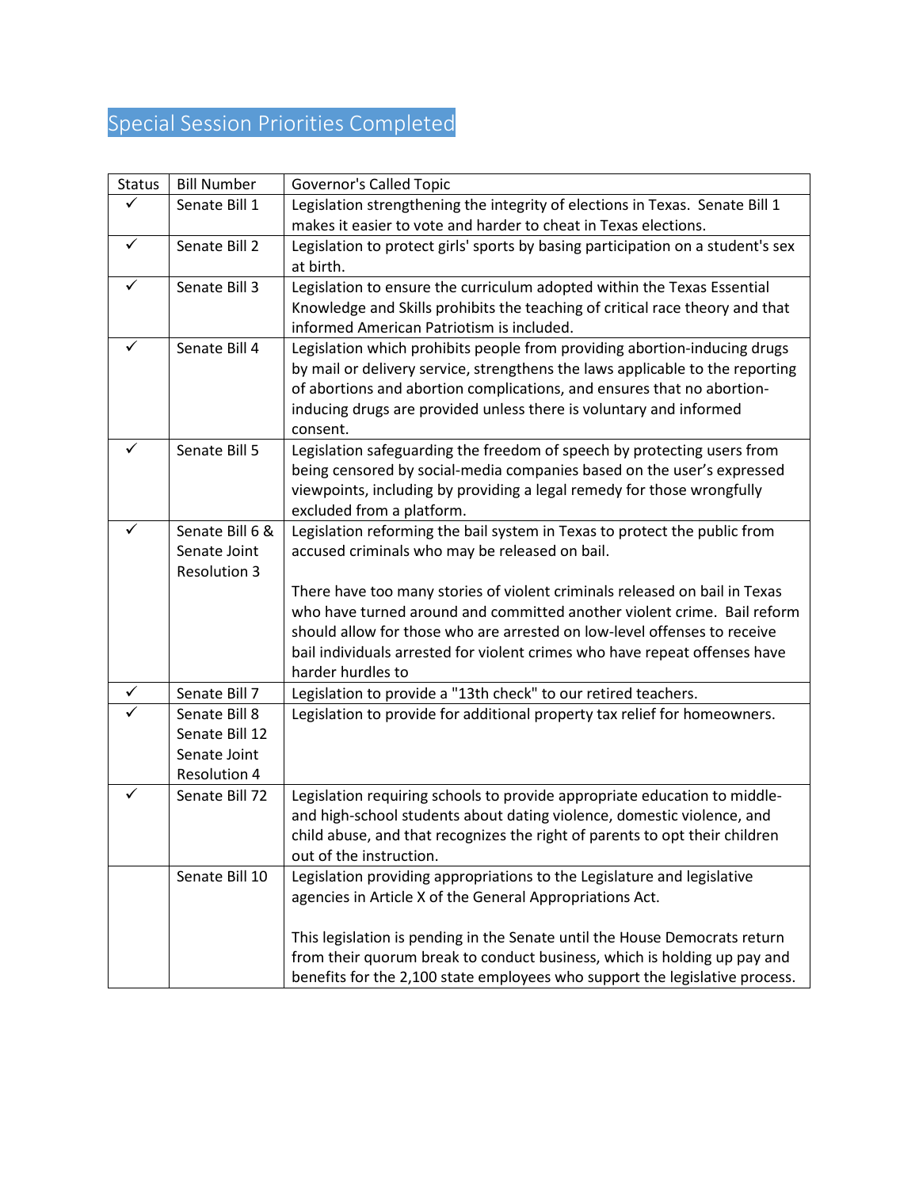## Special Session Priorities Completed

| Status | Bill Number | Governor's Called Topic |
|---|---|---|
| ✓ | Senate Bill 1 | Legislation strengthening the integrity of elections in Texas. Senate Bill 1 makes it easier to vote and harder to cheat in Texas elections. |
| ✓ | Senate Bill 2 | Legislation to protect girls' sports by basing participation on a student's sex at birth. |
| ✓ | Senate Bill 3 | Legislation to ensure the curriculum adopted within the Texas Essential Knowledge and Skills prohibits the teaching of critical race theory and that informed American Patriotism is included. |
| ✓ | Senate Bill 4 | Legislation which prohibits people from providing abortion-inducing drugs by mail or delivery service, strengthens the laws applicable to the reporting of abortions and abortion complications, and ensures that no abortion-inducing drugs are provided unless there is voluntary and informed consent. |
| ✓ | Senate Bill 5 | Legislation safeguarding the freedom of speech by protecting users from being censored by social-media companies based on the user's expressed viewpoints, including by providing a legal remedy for those wrongfully excluded from a platform. |
| ✓ | Senate Bill 6 & Senate Joint Resolution 3 | Legislation reforming the bail system in Texas to protect the public from accused criminals who may be released on bail.<br><br>There have too many stories of violent criminals released on bail in Texas who have turned around and committed another violent crime. Bail reform should allow for those who are arrested on low-level offenses to receive bail individuals arrested for violent crimes who have repeat offenses have harder hurdles to |
| ✓ | Senate Bill 7 | Legislation to provide a "13th check" to our retired teachers. |
| ✓ | Senate Bill 8<br>Senate Bill 12<br>Senate Joint Resolution 4 | Legislation to provide for additional property tax relief for homeowners. |
| ✓ | Senate Bill 72 | Legislation requiring schools to provide appropriate education to middle- and high-school students about dating violence, domestic violence, and child abuse, and that recognizes the right of parents to opt their children out of the instruction. |
| | Senate Bill 10 | Legislation providing appropriations to the Legislature and legislative agencies in Article X of the General Appropriations Act.<br><br>This legislation is pending in the Senate until the House Democrats return from their quorum break to conduct business, which is holding up pay and benefits for the 2,100 state employees who support the legislative process. |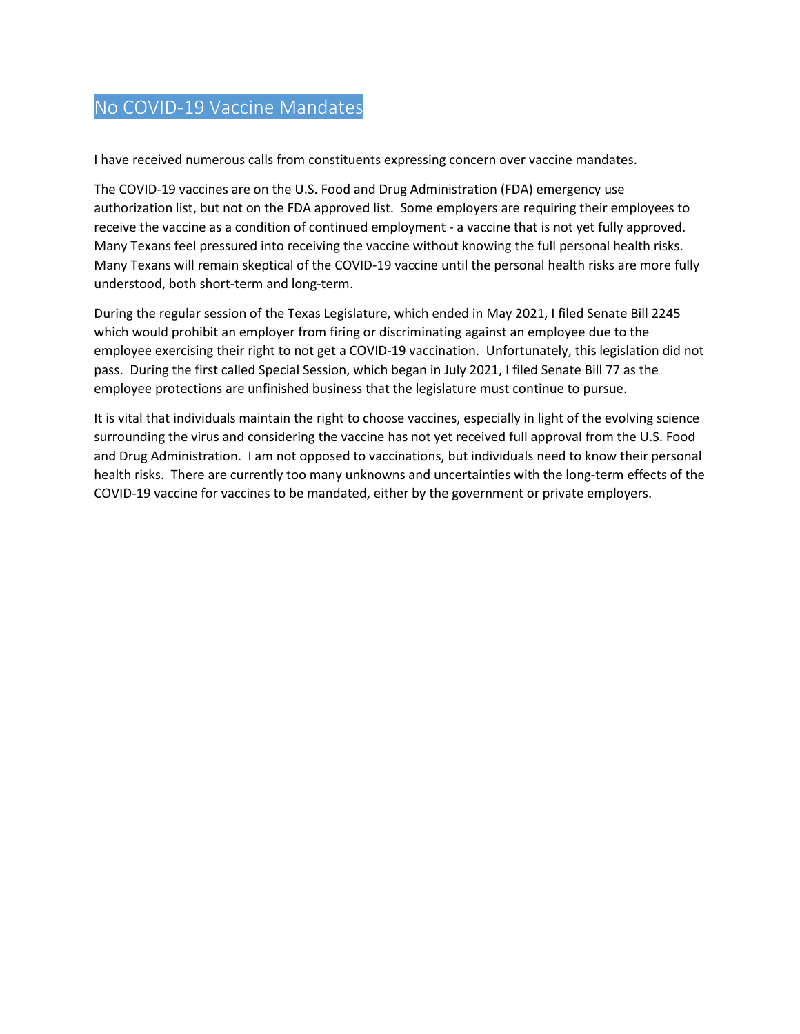# No COVID-19 Vaccine Mandates

I have received numerous calls from constituents expressing concern over vaccine mandates.

The COVID-19 vaccines are on the U.S. Food and Drug Administration (FDA) emergency use authorization list, but not on the FDA approved list. Some employers are requiring their employees to receive the vaccine as a condition of continued employment - a vaccine that is not yet fully approved. Many Texans feel pressured into receiving the vaccine without knowing the full personal health risks. Many Texans will remain skeptical of the COVID-19 vaccine until the personal health risks are more fully understood, both short-term and long-term.

During the regular session of the Texas Legislature, which ended in May 2021, I filed Senate Bill 2245 which would prohibit an employer from firing or discriminating against an employee due to the employee exercising their right to not get a COVID-19 vaccination. Unfortunately, this legislation did not pass. During the first called Special Session, which began in July 2021, I filed Senate Bill 77 as the employee protections are unfinished business that the legislature must continue to pursue.

It is vital that individuals maintain the right to choose vaccines, especially in light of the evolving science surrounding the virus and considering the vaccine has not yet received full approval from the U.S. Food and Drug Administration. I am not opposed to vaccinations, but individuals need to know their personal health risks. There are currently too many unknowns and uncertainties with the long-term effects of the COVID-19 vaccine for vaccines to be mandated, either by the government or private employers.